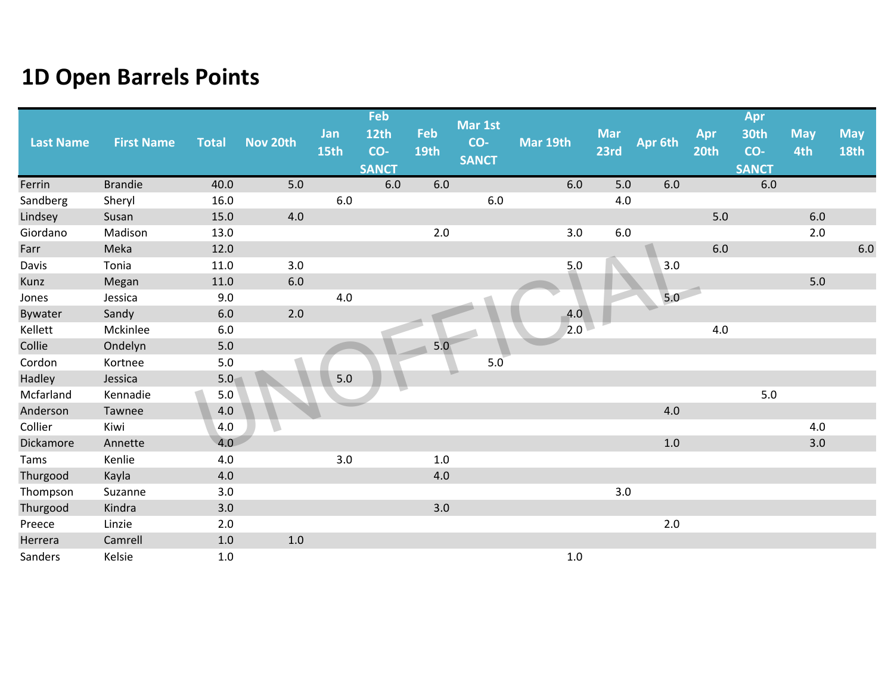# 1D Open Barrels Points

| Last Name | First Name | Total | Nov 20th | Jan 15th | Feb 12th CO-SANCT | Feb 19th | Mar 1st CO-SANCT | Mar 19th | Mar 23rd | Apr 6th | Apr 20th | Apr 30th CO-SANCT | May 4th | May 18th |
|---|---|---|---|---|---|---|---|---|---|---|---|---|---|---|
| Ferrin | Brandie | 40.0 | 5.0 | | 6.0 | 6.0 | | 6.0 | 5.0 | 6.0 | | 6.0 | | |
| Sandberg | Sheryl | 16.0 | | 6.0 | | | 6.0 | | 4.0 | | | | | |
| Lindsey | Susan | 15.0 | 4.0 | | | | | | | | 5.0 | | 6.0 | |
| Giordano | Madison | 13.0 | | | | 2.0 | | 3.0 | 6.0 | | | | 2.0 | |
| Farr | Meka | 12.0 | | | | | | | | | 6.0 | | | 6.0 |
| Davis | Tonia | 11.0 | 3.0 | | | | | 5.0 | | 3.0 | | | | |
| Kunz | Megan | 11.0 | 6.0 | | | | | | | | | | 5.0 | |
| Jones | Jessica | 9.0 | | 4.0 | | | | | | 5.0 | | | | |
| Bywater | Sandy | 6.0 | 2.0 | | | | | 4.0 | | | | | | |
| Kellett | Mckinlee | 6.0 | | | | | | 2.0 | | | 4.0 | | | |
| Collie | Ondelyn | 5.0 | | | | 5.0 | | | | | | | | |
| Cordon | Kortnee | 5.0 | | | | | 5.0 | | | | | | | |
| Hadley | Jessica | 5.0 | | 5.0 | | | | | | | | | | |
| Mcfarland | Kennadie | 5.0 | | | | | | | | | | 5.0 | | |
| Anderson | Tawnee | 4.0 | | | | | | | | 4.0 | | | | |
| Collier | Kiwi | 4.0 | | | | | | | | | | | 4.0 | |
| Dickamore | Annette | 4.0 | | | | | | | | 1.0 | | | 3.0 | |
| Tams | Kenlie | 4.0 | | 3.0 | | 1.0 | | | | | | | | |
| Thurgood | Kayla | 4.0 | | | | 4.0 | | | | | | | | |
| Thompson | Suzanne | 3.0 | | | | | | | 3.0 | | | | | |
| Thurgood | Kindra | 3.0 | | | | 3.0 | | | | | | | | |
| Preece | Linzie | 2.0 | | | | | | | | 2.0 | | | | |
| Herrera | Camrell | 1.0 | 1.0 | | | | | | | | | | | |
| Sanders | Kelsie | 1.0 | | | | | | 1.0 | | | | | | |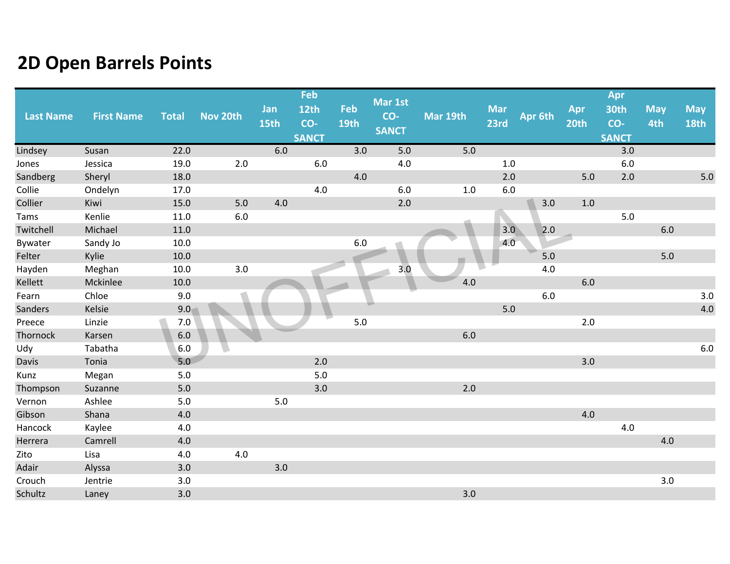# 2D Open Barrels Points

| Last Name | First Name | Total | Nov 20th | Jan 15th | Feb 12th CO-SANCT | Feb 19th | Mar 1st CO-SANCT | Mar 19th | Mar 23rd | Apr 6th | Apr 20th | Apr 30th CO-SANCT | May 4th | May 18th |
|---|---|---|---|---|---|---|---|---|---|---|---|---|---|---|
| Lindsey | Susan | 22.0 | | 6.0 | | 3.0 | 5.0 | 5.0 | | | | 3.0 | | |
| Jones | Jessica | 19.0 | 2.0 | | 6.0 | | 4.0 | | 1.0 | | | 6.0 | | |
| Sandberg | Sheryl | 18.0 | | | | 4.0 | | | 2.0 | | 5.0 | 2.0 | | 5.0 |
| Collie | Ondelyn | 17.0 | | | 4.0 | | 6.0 | 1.0 | 6.0 | | | | | |
| Collier | Kiwi | 15.0 | 5.0 | 4.0 | | | 2.0 | | | 3.0 | 1.0 | | | |
| Tams | Kenlie | 11.0 | 6.0 | | | | | | | | | 5.0 | | |
| Twitchell | Michael | 11.0 | | | | | | | 3.0 | 2.0 | | | 6.0 | |
| Bywater | Sandy Jo | 10.0 | | | | 6.0 | | | 4.0 | | | | | |
| Felter | Kylie | 10.0 | | | | | | | | 5.0 | | | 5.0 | |
| Hayden | Meghan | 10.0 | 3.0 | | | | 3.0 | | | 4.0 | | | | |
| Kellett | Mckinlee | 10.0 | | | | | | 4.0 | | | 6.0 | | | |
| Fearn | Chloe | 9.0 | | | | | | | | 6.0 | | | | 3.0 |
| Sanders | Kelsie | 9.0 | | | | | | | 5.0 | | | | | 4.0 |
| Preece | Linzie | 7.0 | | | | 5.0 | | | | | 2.0 | | | |
| Thornock | Karsen | 6.0 | | | | | | 6.0 | | | | | | |
| Udy | Tabatha | 6.0 | | | | | | | | | | | | 6.0 |
| Davis | Tonia | 5.0 | | | 2.0 | | | | | | 3.0 | | | |
| Kunz | Megan | 5.0 | | | 5.0 | | | | | | | | | |
| Thompson | Suzanne | 5.0 | | | 3.0 | | | 2.0 | | | | | | |
| Vernon | Ashlee | 5.0 | | 5.0 | | | | | | | | | | |
| Gibson | Shana | 4.0 | | | | | | | | | 4.0 | | | |
| Hancock | Kaylee | 4.0 | | | | | | | | | | 4.0 | | |
| Herrera | Camrell | 4.0 | | | | | | | | | | | 4.0 | |
| Zito | Lisa | 4.0 | 4.0 | | | | | | | | | | | |
| Adair | Alyssa | 3.0 | | 3.0 | | | | | | | | | | |
| Crouch | Jentrie | 3.0 | | | | | | | | | | | 3.0 | |
| Schultz | Laney | 3.0 | | | | | | 3.0 | | | | | | |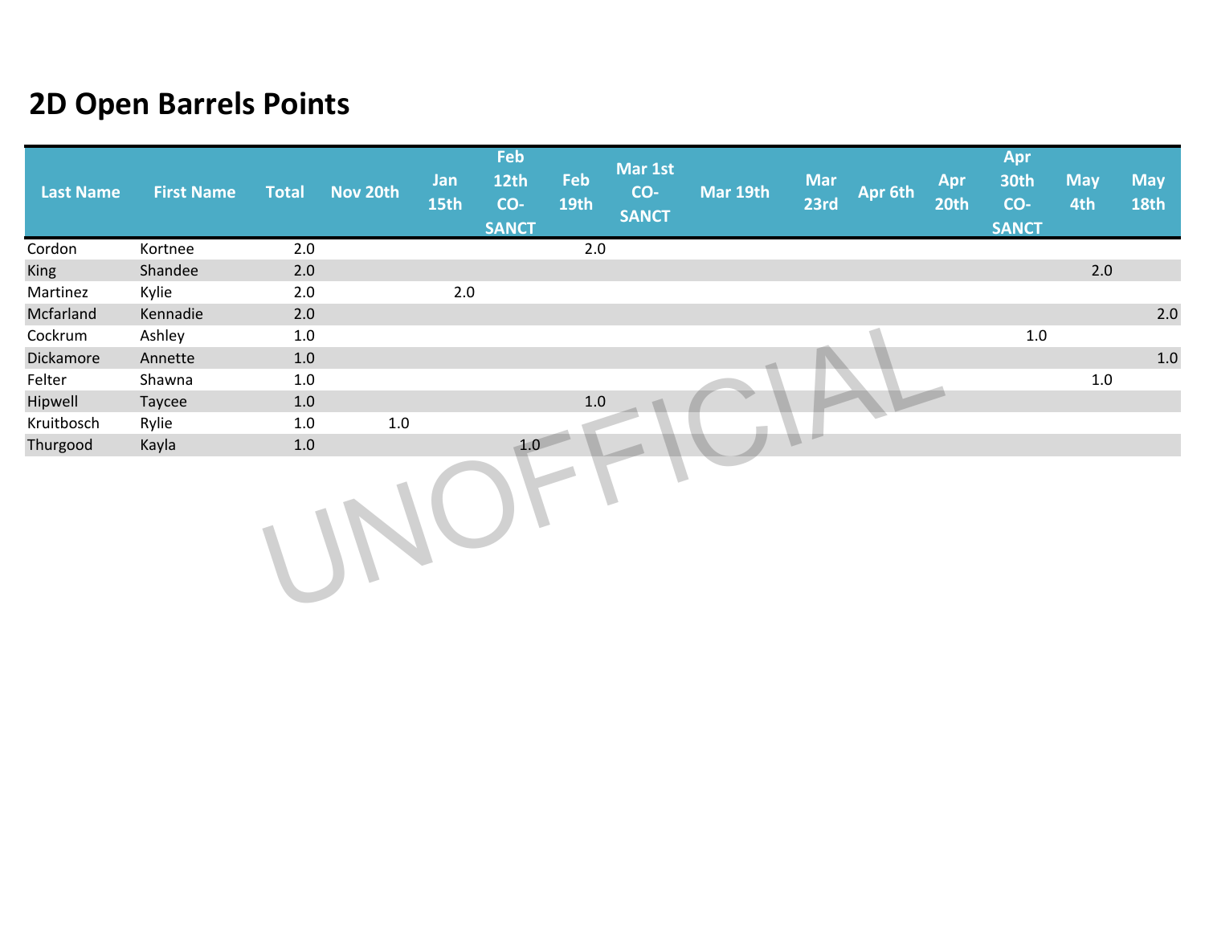# 2D Open Barrels Points

| Last Name | First Name | Total | Nov 20th | Jan 15th | Feb 12th CO-SANCT | Feb 19th | Mar 1st CO-SANCT | Mar 19th | Mar 23rd | Apr 6th | Apr 20th | Apr 30th CO-SANCT | May 4th | May 18th |
|---|---|---|---|---|---|---|---|---|---|---|---|---|---|---|
| Cordon | Kortnee | 2.0 | | | | 2.0 | | | | | | | | |
| King | Shandee | 2.0 | | | | | | | | | | | 2.0 | |
| Martinez | Kylie | 2.0 | | 2.0 | | | | | | | | | | |
| Mcfarland | Kennadie | 2.0 | | | | | | | | | | | | 2.0 |
| Cockrum | Ashley | 1.0 | | | | | | | | | | 1.0 | | |
| Dickamore | Annette | 1.0 | | | | | | | | | | | | 1.0 |
| Felter | Shawna | 1.0 | | | | | | | | | | | 1.0 | |
| Hipwell | Taycee | 1.0 | | | | 1.0 | | | | | | | | |
| Kruitbosch | Rylie | 1.0 | 1.0 | | | | | | | | | | | |
| Thurgood | Kayla | 1.0 | | | 1.0 | | | | | | | | | |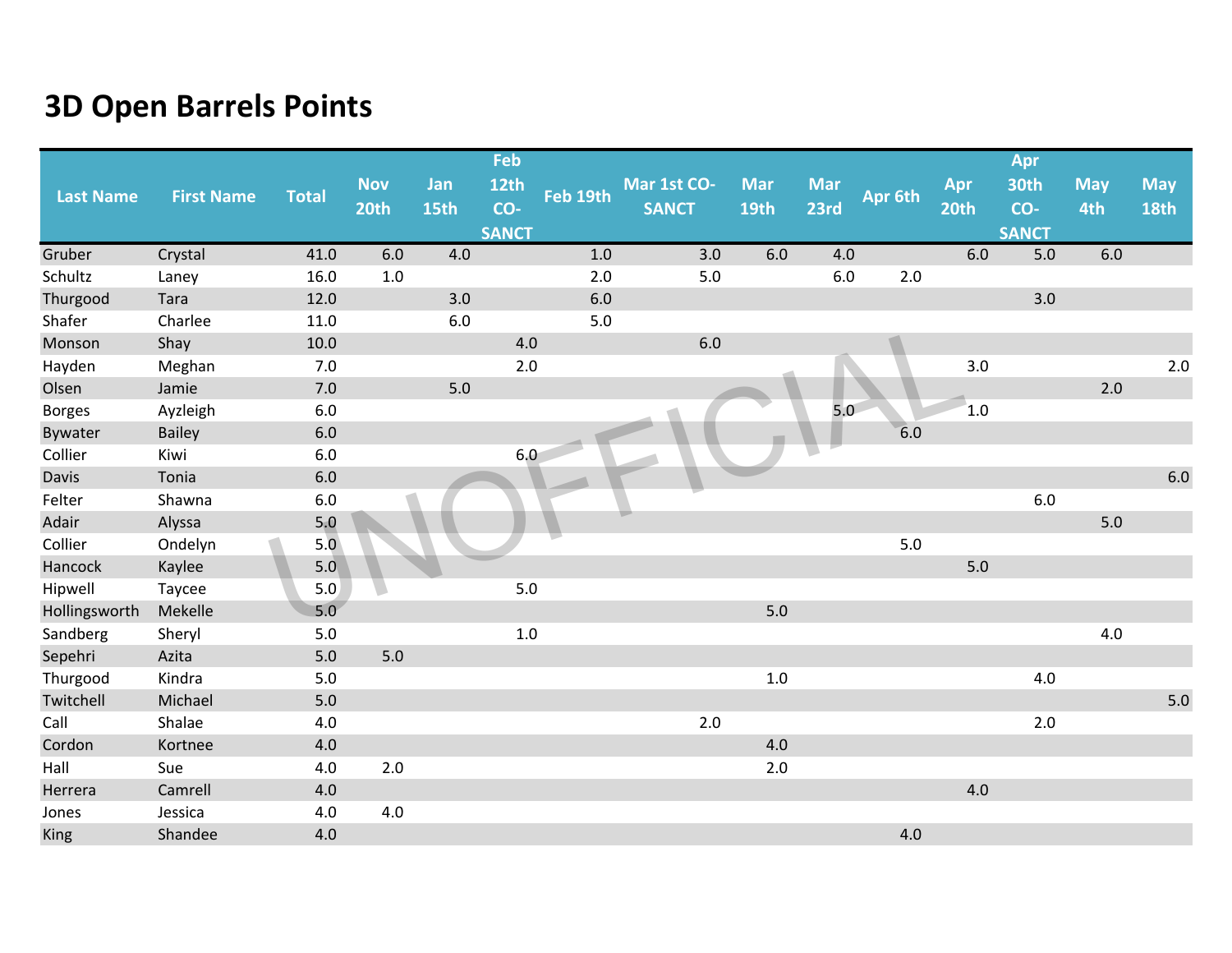# 3D Open Barrels Points

| Last Name | First Name | Total | Nov 20th | Jan 15th | Feb 12th CO-SANCT | Feb 19th | Mar 1st CO-SANCT | Mar 19th | Mar 23rd | Apr 6th | Apr 20th | Apr 30th CO-SANCT | May 4th | May 18th |
|---|---|---|---|---|---|---|---|---|---|---|---|---|---|---|
| Gruber | Crystal | 41.0 | 6.0 | 4.0 | | 1.0 | 3.0 | 6.0 | 4.0 | | 6.0 | 5.0 | 6.0 | |
| Schultz | Laney | 16.0 | 1.0 | | | 2.0 | 5.0 | | 6.0 | 2.0 | | | | |
| Thurgood | Tara | 12.0 | | 3.0 | | 6.0 | | | | | | 3.0 | | |
| Shafer | Charlee | 11.0 | | 6.0 | | 5.0 | | | | | | | | |
| Monson | Shay | 10.0 | | | 4.0 | | 6.0 | | | | | | | |
| Hayden | Meghan | 7.0 | | | 2.0 | | | | | | 3.0 | | | 2.0 |
| Olsen | Jamie | 7.0 | | 5.0 | | | | | | | | | 2.0 | |
| Borges | Ayzleigh | 6.0 | | | | | | | 5.0 | | 1.0 | | | |
| Bywater | Bailey | 6.0 | | | | | | | | 6.0 | | | | |
| Collier | Kiwi | 6.0 | | | 6.0 | | | | | | | | | |
| Davis | Tonia | 6.0 | | | | | | | | | | | | 6.0 |
| Felter | Shawna | 6.0 | | | | | | | | | | 6.0 | | |
| Adair | Alyssa | 5.0 | | | | | | | | | | | 5.0 | |
| Collier | Ondelyn | 5.0 | | | | | | | | 5.0 | | | | |
| Hancock | Kaylee | 5.0 | | | | | | | | | 5.0 | | | |
| Hipwell | Taycee | 5.0 | | | 5.0 | | | | | | | | | |
| Hollingsworth | Mekelle | 5.0 | | | | | | 5.0 | | | | | | |
| Sandberg | Sheryl | 5.0 | | | 1.0 | | | | | | | | 4.0 | |
| Sepehri | Azita | 5.0 | 5.0 | | | | | | | | | | | |
| Thurgood | Kindra | 5.0 | | | | | | 1.0 | | | | 4.0 | | |
| Twitchell | Michael | 5.0 | | | | | | | | | | | | 5.0 |
| Call | Shalae | 4.0 | | | | | 2.0 | | | | | 2.0 | | |
| Cordon | Kortnee | 4.0 | | | | | | 4.0 | | | | | | |
| Hall | Sue | 4.0 | 2.0 | | | | | 2.0 | | | | | | |
| Herrera | Camrell | 4.0 | | | | | | | | | 4.0 | | | |
| Jones | Jessica | 4.0 | 4.0 | | | | | | | | | | | |
| King | Shandee | 4.0 | | | | | | | | 4.0 | | | | |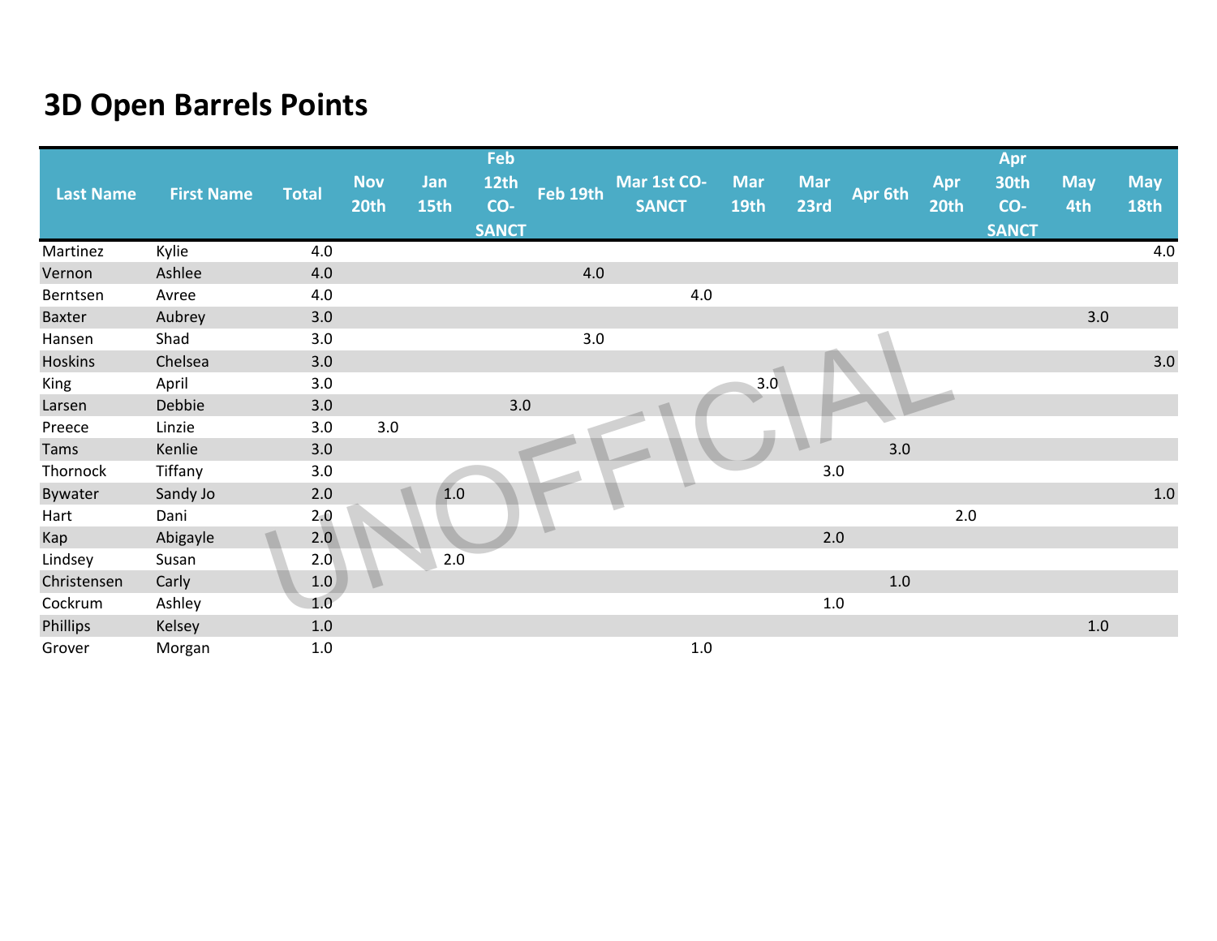# 3D Open Barrels Points

| Last Name | First Name | Total | Nov 20th | Jan 15th | Feb 12th CO-SANCT | Feb 19th | Mar 1st CO-SANCT | Mar 19th | Mar 23rd | Apr 6th | Apr 20th | Apr 30th CO-SANCT | May 4th | May 18th |
|---|---|---|---|---|---|---|---|---|---|---|---|---|---|---|
| Martinez | Kylie | 4.0 | | | | | | | | | | | | 4.0 |
| Vernon | Ashlee | 4.0 | | | | 4.0 | | | | | | | | |
| Berntsen | Avree | 4.0 | | | | | 4.0 | | | | | | | |
| Baxter | Aubrey | 3.0 | | | | | | | | | | | 3.0 | |
| Hansen | Shad | 3.0 | | | | 3.0 | | | | | | | | |
| Hoskins | Chelsea | 3.0 | | | | | | | | | | | | 3.0 |
| King | April | 3.0 | | | | | | 3.0 | | | | | | |
| Larsen | Debbie | 3.0 | | | 3.0 | | | | | | | | | |
| Preece | Linzie | 3.0 | 3.0 | | | | | | | | | | | |
| Tams | Kenlie | 3.0 | | | | | | | | 3.0 | | | | |
| Thornock | Tiffany | 3.0 | | | | | | | 3.0 | | | | | |
| Bywater | Sandy Jo | 2.0 | | 1.0 | | | | | | | | | | 1.0 |
| Hart | Dani | 2.0 | | | | | | | | | 2.0 | | | |
| Kap | Abigayle | 2.0 | | | | | | | 2.0 | | | | | |
| Lindsey | Susan | 2.0 | | 2.0 | | | | | | | | | | |
| Christensen | Carly | 1.0 | | | | | | | | 1.0 | | | | |
| Cockrum | Ashley | 1.0 | | | | | | | 1.0 | | | | | |
| Phillips | Kelsey | 1.0 | | | | | | | | | | | 1.0 | |
| Grover | Morgan | 1.0 | | | | | 1.0 | | | | | | | |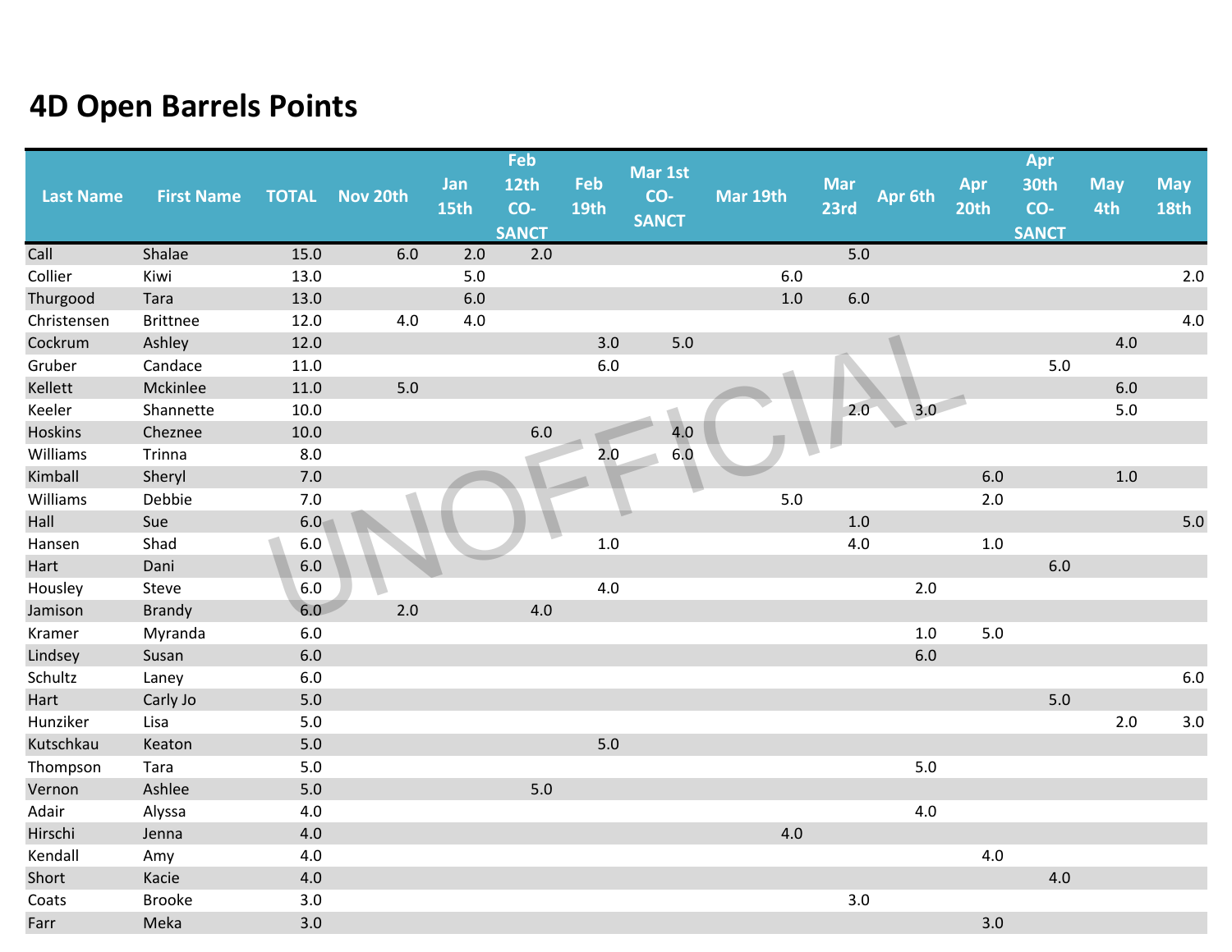# 4D Open Barrels Points

| Last Name | First Name | TOTAL | Nov 20th | Jan 15th | Feb 12th CO-SANCT | Feb 19th | Mar 1st CO-SANCT | Mar 19th | Mar 23rd | Apr 6th | Apr 20th | Apr 30th CO-SANCT | May 4th | May 18th |
|---|---|---|---|---|---|---|---|---|---|---|---|---|---|---|
| Call | Shalae | 15.0 | 6.0 | 2.0 | 2.0 | | | | 5.0 | | | | | |
| Collier | Kiwi | 13.0 | | 5.0 | | | | 6.0 | | | | | | 2.0 |
| Thurgood | Tara | 13.0 | | 6.0 | | | | 1.0 | 6.0 | | | | | |
| Christensen | Brittnee | 12.0 | 4.0 | 4.0 | | | | | | | | | | 4.0 |
| Cockrum | Ashley | 12.0 | | | | 3.0 | 5.0 | | | | | | 4.0 | |
| Gruber | Candace | 11.0 | | | | 6.0 | | | | | | 5.0 | | |
| Kellett | Mckinlee | 11.0 | 5.0 | | | | | | | | | | 6.0 | |
| Keeler | Shannette | 10.0 | | | | | | | 2.0 | 3.0 | | | 5.0 | |
| Hoskins | Cheznee | 10.0 | | | 6.0 | | 4.0 | | | | | | | |
| Williams | Trinna | 8.0 | | | | 2.0 | 6.0 | | | | | | | |
| Kimball | Sheryl | 7.0 | | | | | | | | | 6.0 | | 1.0 | |
| Williams | Debbie | 7.0 | | | | | | 5.0 | | | 2.0 | | | |
| Hall | Sue | 6.0 | | | | | | | 1.0 | | | | | 5.0 |
| Hansen | Shad | 6.0 | | | | 1.0 | | | 4.0 | | 1.0 | | | |
| Hart | Dani | 6.0 | | | | | | | | | | 6.0 | | |
| Housley | Steve | 6.0 | | | | 4.0 | | | | 2.0 | | | | |
| Jamison | Brandy | 6.0 | 2.0 | | 4.0 | | | | | | | | | |
| Kramer | Myranda | 6.0 | | | | | | | | 1.0 | 5.0 | | | |
| Lindsey | Susan | 6.0 | | | | | | | | 6.0 | | | | |
| Schultz | Laney | 6.0 | | | | | | | | | | | | 6.0 |
| Hart | Carly Jo | 5.0 | | | | | | | | | | 5.0 | | |
| Hunziker | Lisa | 5.0 | | | | | | | | | | | 2.0 | 3.0 |
| Kutschkau | Keaton | 5.0 | | | | 5.0 | | | | | | | | |
| Thompson | Tara | 5.0 | | | | | | | | 5.0 | | | | |
| Vernon | Ashlee | 5.0 | | | 5.0 | | | | | | | | | |
| Adair | Alyssa | 4.0 | | | | | | | | 4.0 | | | | |
| Hirschi | Jenna | 4.0 | | | | | | 4.0 | | | | | | |
| Kendall | Amy | 4.0 | | | | | | | | | 4.0 | | | |
| Short | Kacie | 4.0 | | | | | | | | | | 4.0 | | |
| Coats | Brooke | 3.0 | | | | | | | 3.0 | | | | | |
| Farr | Meka | 3.0 | | | | | | | | | 3.0 | | | |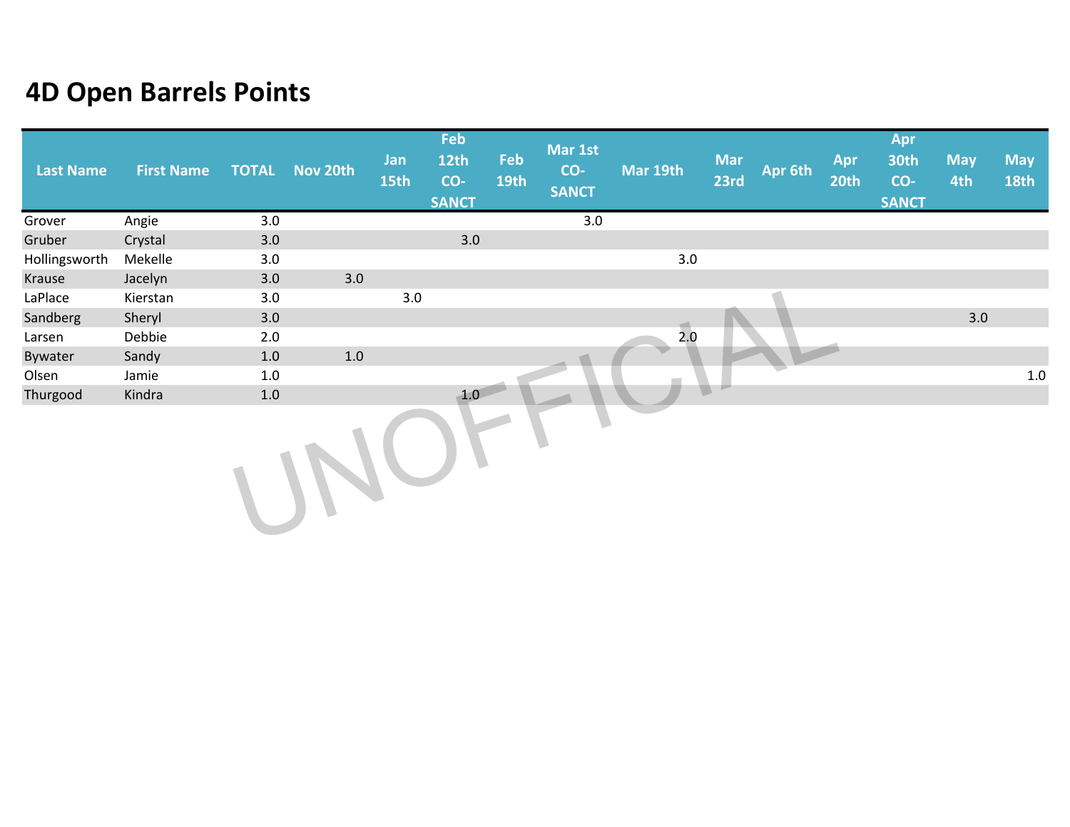# 4D Open Barrels Points

| Last Name | First Name | TOTAL | Nov 20th | Jan 15th | Feb 12th CO-SANCT | Feb 19th | Mar 1st CO-SANCT | Mar 19th | Mar 23rd | Apr 6th | Apr 20th | Apr 30th CO-SANCT | May 4th | May 18th |
|---|---|---|---|---|---|---|---|---|---|---|---|---|---|---|
| Grover | Angie | 3.0 | | | | | 3.0 | | | | | | | |
| Gruber | Crystal | 3.0 | | | 3.0 | | | | | | | | | |
| Hollingsworth | Mekelle | 3.0 | | | | | | 3.0 | | | | | | |
| Krause | Jacelyn | 3.0 | 3.0 | | | | | | | | | | | |
| LaPlace | Kierstan | 3.0 | | 3.0 | | | | | | | | | | |
| Sandberg | Sheryl | 3.0 | | | | | | | | | | | 3.0 | |
| Larsen | Debbie | 2.0 | | | | | | 2.0 | | | | | | |
| Bywater | Sandy | 1.0 | 1.0 | | | | | | | | | | | |
| Olsen | Jamie | 1.0 | | | | | | | | | | | | 1.0 |
| Thurgood | Kindra | 1.0 | | | 1.0 | | | | | | | | | |

UNOFFICIAL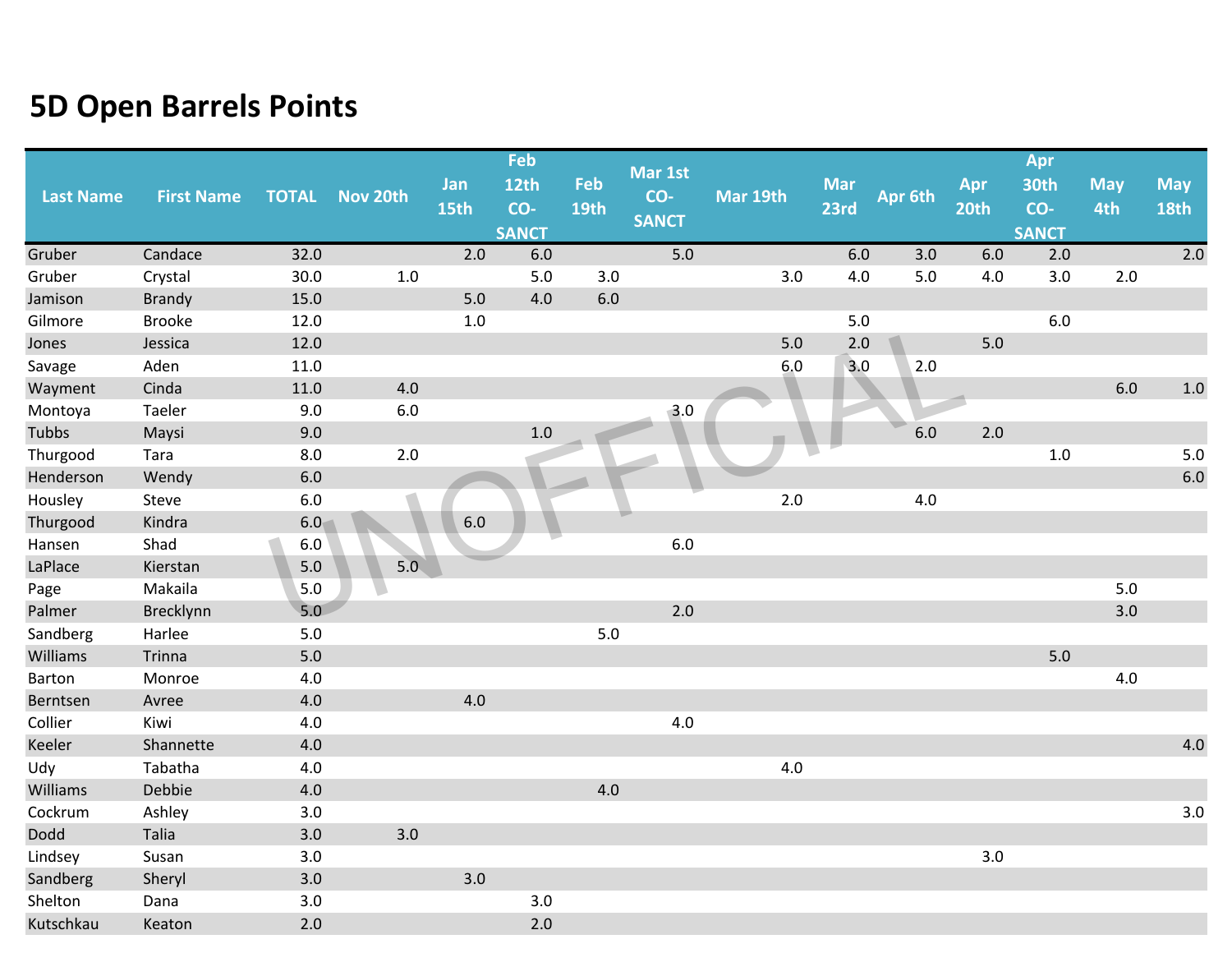# 5D Open Barrels Points

| Last Name | First Name | TOTAL | Nov 20th | Jan 15th | Feb 12th CO-SANCT | Feb 19th | Mar 1st CO-SANCT | Mar 19th | Mar 23rd | Apr 6th | Apr 20th | Apr 30th CO-SANCT | May 4th | May 18th |
|---|---|---|---|---|---|---|---|---|---|---|---|---|---|---|
| Gruber | Candace | 32.0 | | 2.0 | 6.0 | | 5.0 | | 6.0 | 3.0 | 6.0 | 2.0 | | 2.0 |
| Gruber | Crystal | 30.0 | 1.0 | | 5.0 | 3.0 | | 3.0 | 4.0 | 5.0 | 4.0 | 3.0 | 2.0 | |
| Jamison | Brandy | 15.0 | | 5.0 | 4.0 | 6.0 | | | | | | | | |
| Gilmore | Brooke | 12.0 | | 1.0 | | | | | 5.0 | | | 6.0 | | |
| Jones | Jessica | 12.0 | | | | | | 5.0 | 2.0 | | 5.0 | | | |
| Savage | Aden | 11.0 | | | | | | 6.0 | 3.0 | 2.0 | | | | |
| Wayment | Cinda | 11.0 | 4.0 | | | | | | | | | | 6.0 | 1.0 |
| Montoya | Taeler | 9.0 | 6.0 | | | | 3.0 | | | | | | | |
| Tubbs | Maysi | 9.0 | | | 1.0 | | | | | 6.0 | 2.0 | | | |
| Thurgood | Tara | 8.0 | 2.0 | | | | | | | | | 1.0 | | 5.0 |
| Henderson | Wendy | 6.0 | | | | | | | | | | | | 6.0 |
| Housley | Steve | 6.0 | | | | | | 2.0 | | 4.0 | | | | |
| Thurgood | Kindra | 6.0 | | 6.0 | | | | | | | | | | |
| Hansen | Shad | 6.0 | | | | | 6.0 | | | | | | | |
| LaPlace | Kierstan | 5.0 | 5.0 | | | | | | | | | | | |
| Page | Makaila | 5.0 | | | | | | | | | | | 5.0 | |
| Palmer | Brecklynn | 5.0 | | | | | 2.0 | | | | | | 3.0 | |
| Sandberg | Harlee | 5.0 | | | | 5.0 | | | | | | | | |
| Williams | Trinna | 5.0 | | | | | | | | | | 5.0 | | |
| Barton | Monroe | 4.0 | | | | | | | | | | | 4.0 | |
| Berntsen | Avree | 4.0 | | 4.0 | | | | | | | | | | |
| Collier | Kiwi | 4.0 | | | | | 4.0 | | | | | | | |
| Keeler | Shannette | 4.0 | | | | | | | | | | | | 4.0 |
| Udy | Tabatha | 4.0 | | | | | | 4.0 | | | | | | |
| Williams | Debbie | 4.0 | | | | 4.0 | | | | | | | | |
| Cockrum | Ashley | 3.0 | | | | | | | | | | | | 3.0 |
| Dodd | Talia | 3.0 | 3.0 | | | | | | | | | | | |
| Lindsey | Susan | 3.0 | | | | | | | | | 3.0 | | | |
| Sandberg | Sheryl | 3.0 | | 3.0 | | | | | | | | | | |
| Shelton | Dana | 3.0 | | | 3.0 | | | | | | | | | |
| Kutschkau | Keaton | 2.0 | | | 2.0 | | | | | | | | | |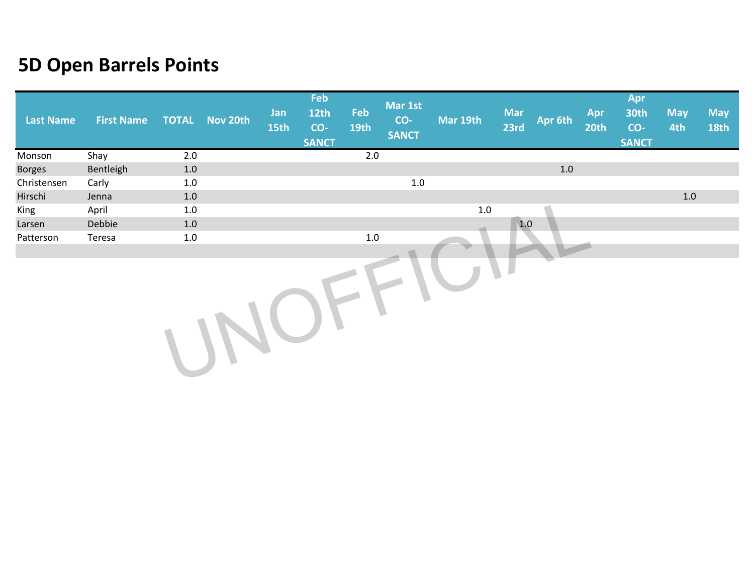# 5D Open Barrels Points

| Last Name | First Name | TOTAL | Nov 20th | Jan 15th | Feb 12th CO-SANCT | Feb 19th | Mar 1st CO-SANCT | Mar 19th | Mar 23rd | Apr 6th | Apr 20th | Apr 30th CO-SANCT | May 4th | May 18th |
|---|---|---|---|---|---|---|---|---|---|---|---|---|---|---|
| Monson | Shay | 2.0 | | | | 2.0 | | | | | | | | |
| Borges | Bentleigh | 1.0 | | | | | | | | 1.0 | | | | |
| Christensen | Carly | 1.0 | | | | | 1.0 | | | | | | | |
| Hirschi | Jenna | 1.0 | | | | | | | | | | | 1.0 | |
| King | April | 1.0 | | | | | | 1.0 | | | | | | |
| Larsen | Debbie | 1.0 | | | | | | | 1.0 | | | | | |
| Patterson | Teresa | 1.0 | | | | 1.0 | | | | | | | | |